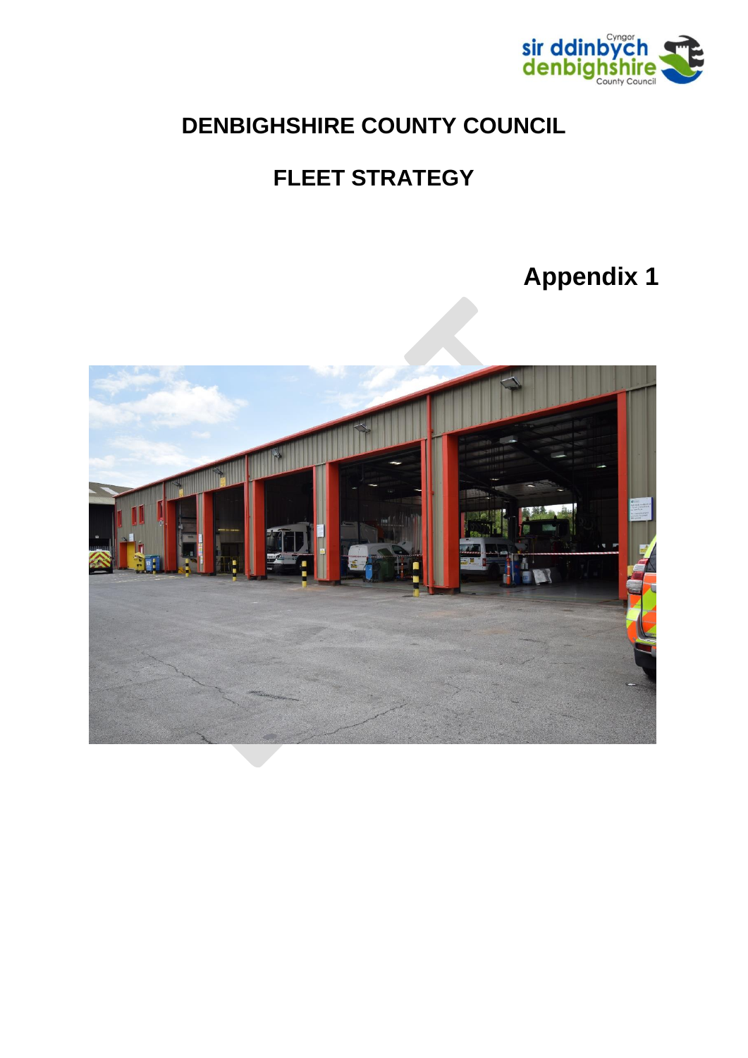# DENBIGHSHIRE COUNTY COUNCIL

## FLEET STRATEGY

**Appendix 1**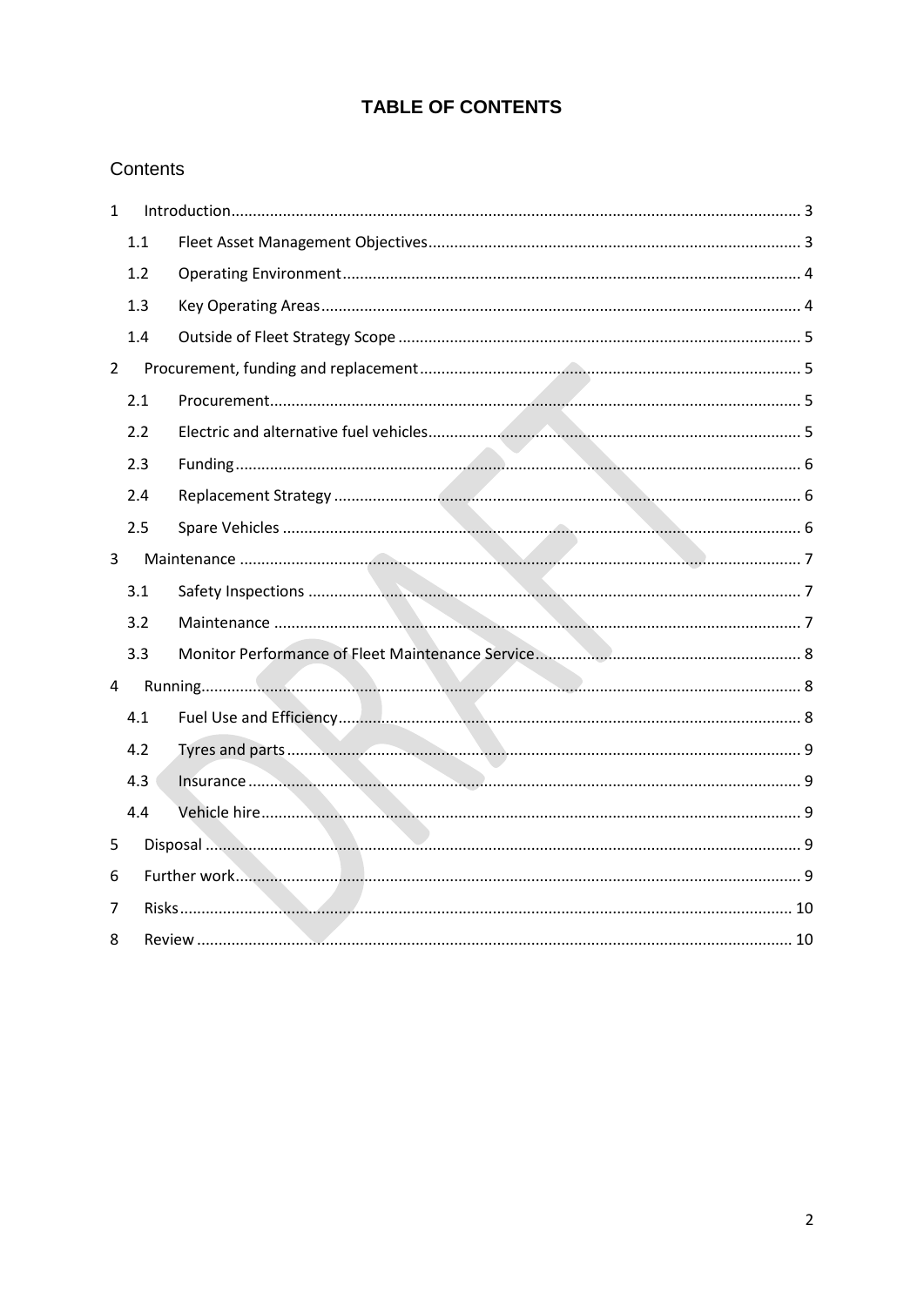# TABLE OF CONTENTS

## Contents

1 Introduction ..... 3
  1.1 Fleet Asset Management Objectives ..... 3
  1.2 Operating Environment ..... 4
  1.3 Key Operating Areas ..... 4
  1.4 Outside of Fleet Strategy Scope ..... 5
2 Procurement, funding and replacement ..... 5
  2.1 Procurement ..... 5
  2.2 Electric and alternative fuel vehicles ..... 5
  2.3 Funding ..... 6
  2.4 Replacement Strategy ..... 6
  2.5 Spare Vehicles ..... 6
3 Maintenance ..... 7
  3.1 Safety Inspections ..... 7
  3.2 Maintenance ..... 7
  3.3 Monitor Performance of Fleet Maintenance Service ..... 8
4 Running ..... 8
  4.1 Fuel Use and Efficiency ..... 8
  4.2 Tyres and parts ..... 9
  4.3 Insurance ..... 9
  4.4 Vehicle hire ..... 9
5 Disposal ..... 9
6 Further work ..... 9
7 Risks ..... 10
8 Review ..... 10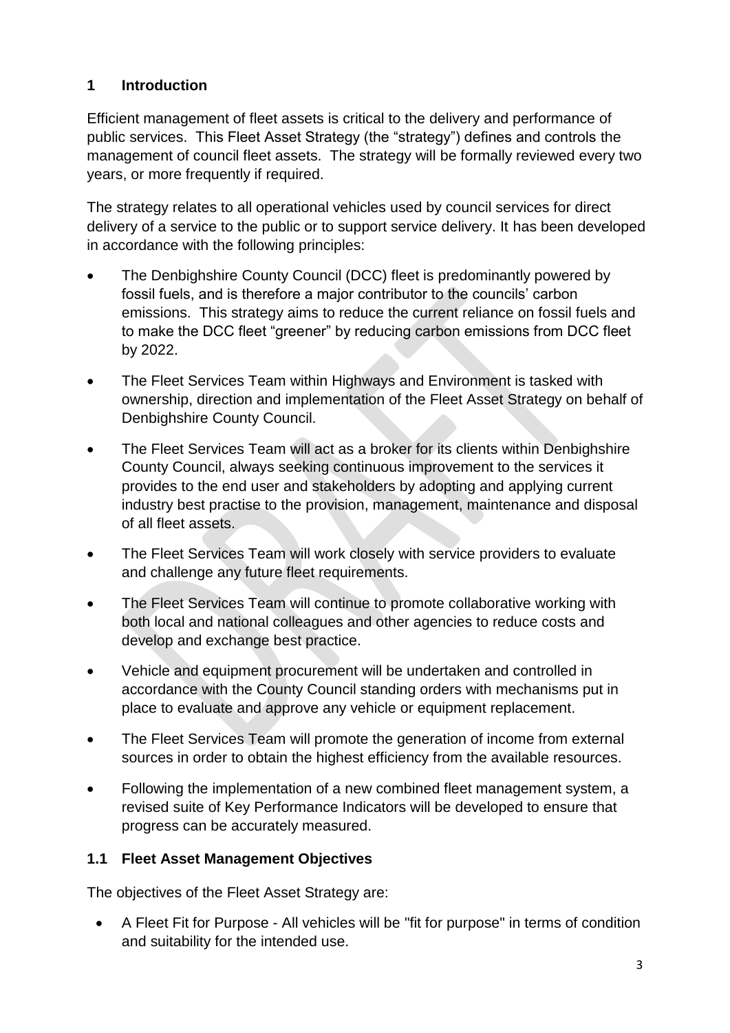## 1 Introduction

Efficient management of fleet assets is critical to the delivery and performance of public services. This Fleet Asset Strategy (the "strategy") defines and controls the management of council fleet assets. The strategy will be formally reviewed every two years, or more frequently if required.

The strategy relates to all operational vehicles used by council services for direct delivery of a service to the public or to support service delivery. It has been developed in accordance with the following principles:

- The Denbighshire County Council (DCC) fleet is predominantly powered by fossil fuels, and is therefore a major contributor to the councils' carbon emissions. This strategy aims to reduce the current reliance on fossil fuels and to make the DCC fleet "greener" by reducing carbon emissions from DCC fleet by 2022.
- The Fleet Services Team within Highways and Environment is tasked with ownership, direction and implementation of the Fleet Asset Strategy on behalf of Denbighshire County Council.
- The Fleet Services Team will act as a broker for its clients within Denbighshire County Council, always seeking continuous improvement to the services it provides to the end user and stakeholders by adopting and applying current industry best practise to the provision, management, maintenance and disposal of all fleet assets.
- The Fleet Services Team will work closely with service providers to evaluate and challenge any future fleet requirements.
- The Fleet Services Team will continue to promote collaborative working with both local and national colleagues and other agencies to reduce costs and develop and exchange best practice.
- Vehicle and equipment procurement will be undertaken and controlled in accordance with the County Council standing orders with mechanisms put in place to evaluate and approve any vehicle or equipment replacement.
- The Fleet Services Team will promote the generation of income from external sources in order to obtain the highest efficiency from the available resources.
- Following the implementation of a new combined fleet management system, a revised suite of Key Performance Indicators will be developed to ensure that progress can be accurately measured.

### 1.1 Fleet Asset Management Objectives

The objectives of the Fleet Asset Strategy are:

- A Fleet Fit for Purpose - All vehicles will be "fit for purpose" in terms of condition and suitability for the intended use.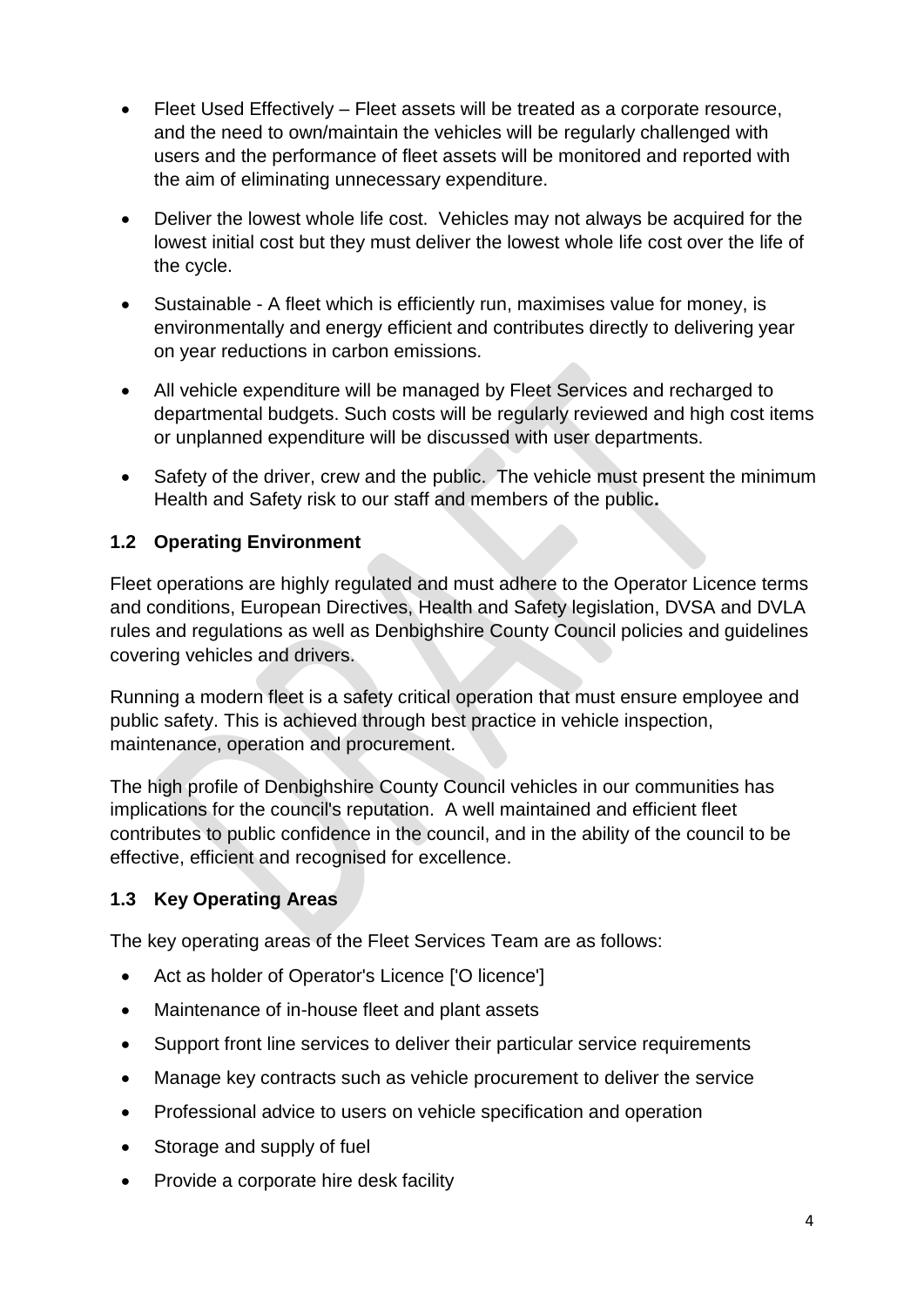- Fleet Used Effectively – Fleet assets will be treated as a corporate resource, and the need to own/maintain the vehicles will be regularly challenged with users and the performance of fleet assets will be monitored and reported with the aim of eliminating unnecessary expenditure.
- Deliver the lowest whole life cost. Vehicles may not always be acquired for the lowest initial cost but they must deliver the lowest whole life cost over the life of the cycle.
- Sustainable - A fleet which is efficiently run, maximises value for money, is environmentally and energy efficient and contributes directly to delivering year on year reductions in carbon emissions.
- All vehicle expenditure will be managed by Fleet Services and recharged to departmental budgets. Such costs will be regularly reviewed and high cost items or unplanned expenditure will be discussed with user departments.
- Safety of the driver, crew and the public. The vehicle must present the minimum Health and Safety risk to our staff and members of the public**.**

### 1.2 Operating Environment

Fleet operations are highly regulated and must adhere to the Operator Licence terms and conditions, European Directives, Health and Safety legislation, DVSA and DVLA rules and regulations as well as Denbighshire County Council policies and guidelines covering vehicles and drivers.

Running a modern fleet is a safety critical operation that must ensure employee and public safety. This is achieved through best practice in vehicle inspection, maintenance, operation and procurement.

The high profile of Denbighshire County Council vehicles in our communities has implications for the council's reputation. A well maintained and efficient fleet contributes to public confidence in the council, and in the ability of the council to be effective, efficient and recognised for excellence.

### 1.3 Key Operating Areas

The key operating areas of the Fleet Services Team are as follows:

- Act as holder of Operator's Licence ['O licence']
- Maintenance of in-house fleet and plant assets
- Support front line services to deliver their particular service requirements
- Manage key contracts such as vehicle procurement to deliver the service
- Professional advice to users on vehicle specification and operation
- Storage and supply of fuel
- Provide a corporate hire desk facility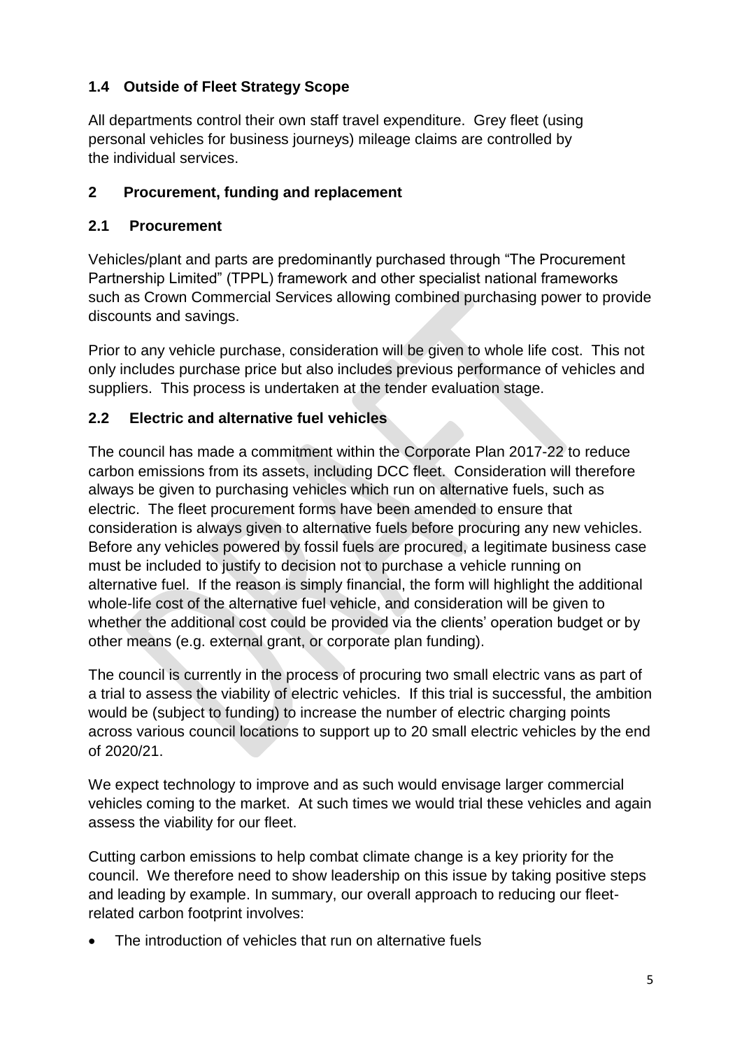### 1.4 Outside of Fleet Strategy Scope

All departments control their own staff travel expenditure. Grey fleet (using personal vehicles for business journeys) mileage claims are controlled by the individual services.

## 2 Procurement, funding and replacement

### 2.1 Procurement

Vehicles/plant and parts are predominantly purchased through "The Procurement Partnership Limited" (TPPL) framework and other specialist national frameworks such as Crown Commercial Services allowing combined purchasing power to provide discounts and savings.

Prior to any vehicle purchase, consideration will be given to whole life cost. This not only includes purchase price but also includes previous performance of vehicles and suppliers. This process is undertaken at the tender evaluation stage.

### 2.2 Electric and alternative fuel vehicles

The council has made a commitment within the Corporate Plan 2017-22 to reduce carbon emissions from its assets, including DCC fleet. Consideration will therefore always be given to purchasing vehicles which run on alternative fuels, such as electric. The fleet procurement forms have been amended to ensure that consideration is always given to alternative fuels before procuring any new vehicles. Before any vehicles powered by fossil fuels are procured, a legitimate business case must be included to justify to decision not to purchase a vehicle running on alternative fuel. If the reason is simply financial, the form will highlight the additional whole-life cost of the alternative fuel vehicle, and consideration will be given to whether the additional cost could be provided via the clients' operation budget or by other means (e.g. external grant, or corporate plan funding).

The council is currently in the process of procuring two small electric vans as part of a trial to assess the viability of electric vehicles. If this trial is successful, the ambition would be (subject to funding) to increase the number of electric charging points across various council locations to support up to 20 small electric vehicles by the end of 2020/21.

We expect technology to improve and as such would envisage larger commercial vehicles coming to the market. At such times we would trial these vehicles and again assess the viability for our fleet.

Cutting carbon emissions to help combat climate change is a key priority for the council. We therefore need to show leadership on this issue by taking positive steps and leading by example. In summary, our overall approach to reducing our fleet-related carbon footprint involves:

- The introduction of vehicles that run on alternative fuels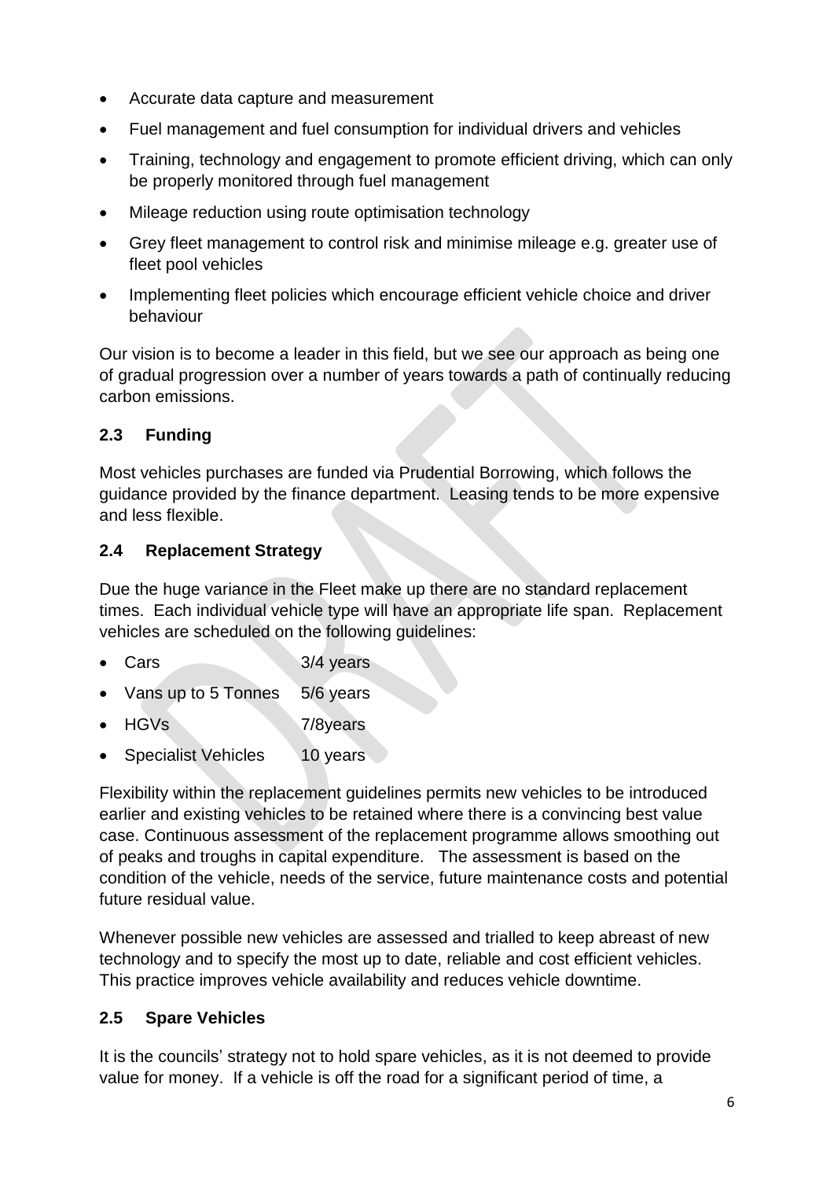- Accurate data capture and measurement
- Fuel management and fuel consumption for individual drivers and vehicles
- Training, technology and engagement to promote efficient driving, which can only be properly monitored through fuel management
- Mileage reduction using route optimisation technology
- Grey fleet management to control risk and minimise mileage e.g. greater use of fleet pool vehicles
- Implementing fleet policies which encourage efficient vehicle choice and driver behaviour

Our vision is to become a leader in this field, but we see our approach as being one of gradual progression over a number of years towards a path of continually reducing carbon emissions.

### 2.3 Funding

Most vehicles purchases are funded via Prudential Borrowing, which follows the guidance provided by the finance department. Leasing tends to be more expensive and less flexible.

### 2.4 Replacement Strategy

Due the huge variance in the Fleet make up there are no standard replacement times. Each individual vehicle type will have an appropriate life span. Replacement vehicles are scheduled on the following guidelines:

- Cars 3/4 years
- Vans up to 5 Tonnes 5/6 years
- HGVs 7/8years
- Specialist Vehicles 10 years

Flexibility within the replacement guidelines permits new vehicles to be introduced earlier and existing vehicles to be retained where there is a convincing best value case. Continuous assessment of the replacement programme allows smoothing out of peaks and troughs in capital expenditure. The assessment is based on the condition of the vehicle, needs of the service, future maintenance costs and potential future residual value.

Whenever possible new vehicles are assessed and trialled to keep abreast of new technology and to specify the most up to date, reliable and cost efficient vehicles. This practice improves vehicle availability and reduces vehicle downtime.

### 2.5 Spare Vehicles

It is the councils' strategy not to hold spare vehicles, as it is not deemed to provide value for money. If a vehicle is off the road for a significant period of time, a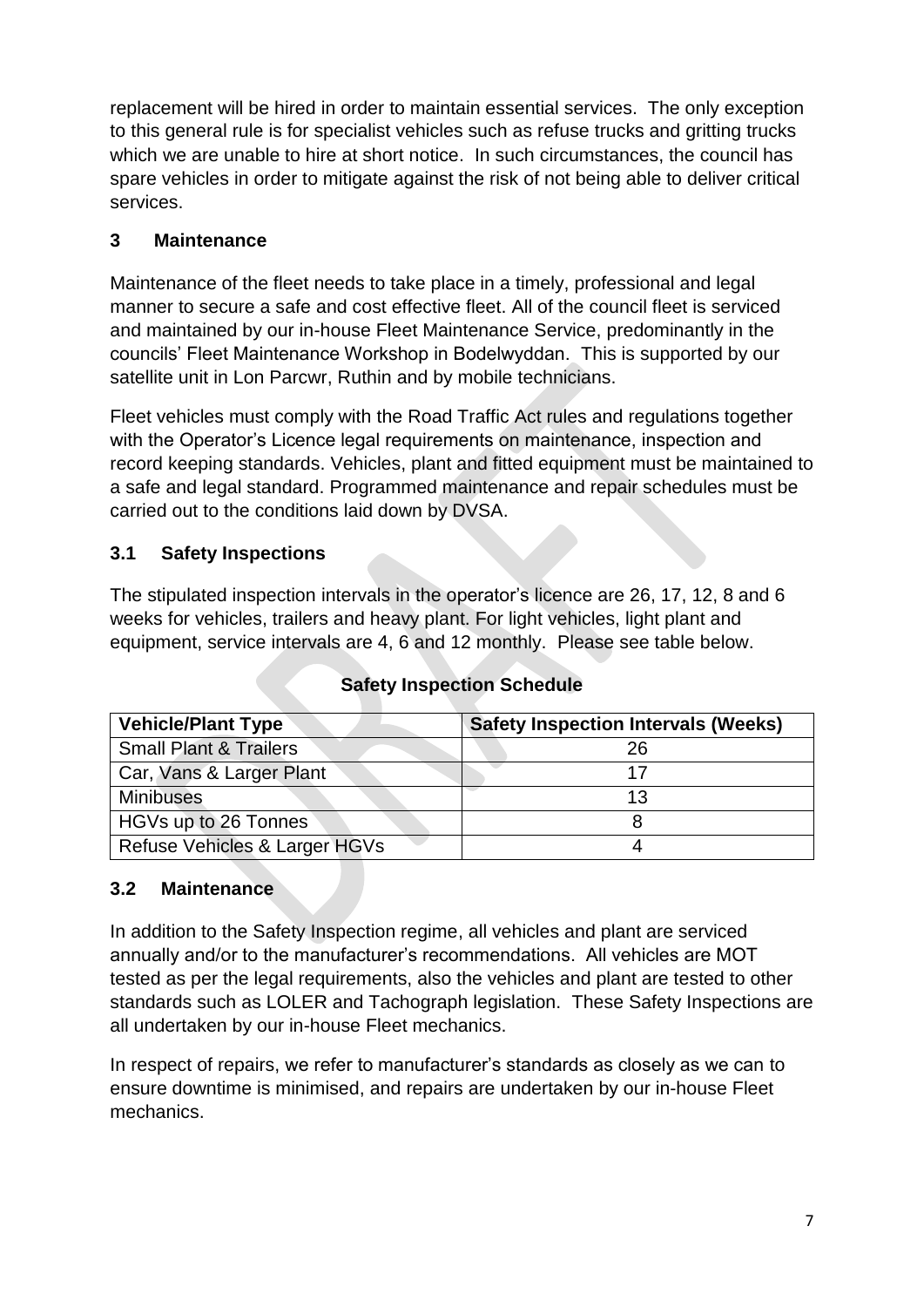replacement will be hired in order to maintain essential services. The only exception to this general rule is for specialist vehicles such as refuse trucks and gritting trucks which we are unable to hire at short notice. In such circumstances, the council has spare vehicles in order to mitigate against the risk of not being able to deliver critical services.

## 3 Maintenance

Maintenance of the fleet needs to take place in a timely, professional and legal manner to secure a safe and cost effective fleet. All of the council fleet is serviced and maintained by our in-house Fleet Maintenance Service, predominantly in the councils' Fleet Maintenance Workshop in Bodelwyddan. This is supported by our satellite unit in Lon Parcwr, Ruthin and by mobile technicians.

Fleet vehicles must comply with the Road Traffic Act rules and regulations together with the Operator's Licence legal requirements on maintenance, inspection and record keeping standards. Vehicles, plant and fitted equipment must be maintained to a safe and legal standard. Programmed maintenance and repair schedules must be carried out to the conditions laid down by DVSA.

### 3.1 Safety Inspections

The stipulated inspection intervals in the operator's licence are 26, 17, 12, 8 and 6 weeks for vehicles, trailers and heavy plant. For light vehicles, light plant and equipment, service intervals are 4, 6 and 12 monthly. Please see table below.

**Safety Inspection Schedule**

| Vehicle/Plant Type | Safety Inspection Intervals (Weeks) |
|---|---|
| Small Plant & Trailers | 26 |
| Car, Vans & Larger Plant | 17 |
| Minibuses | 13 |
| HGVs up to 26 Tonnes | 8 |
| Refuse Vehicles & Larger HGVs | 4 |

### 3.2 Maintenance

In addition to the Safety Inspection regime, all vehicles and plant are serviced annually and/or to the manufacturer's recommendations. All vehicles are MOT tested as per the legal requirements, also the vehicles and plant are tested to other standards such as LOLER and Tachograph legislation. These Safety Inspections are all undertaken by our in-house Fleet mechanics.

In respect of repairs, we refer to manufacturer's standards as closely as we can to ensure downtime is minimised, and repairs are undertaken by our in-house Fleet mechanics.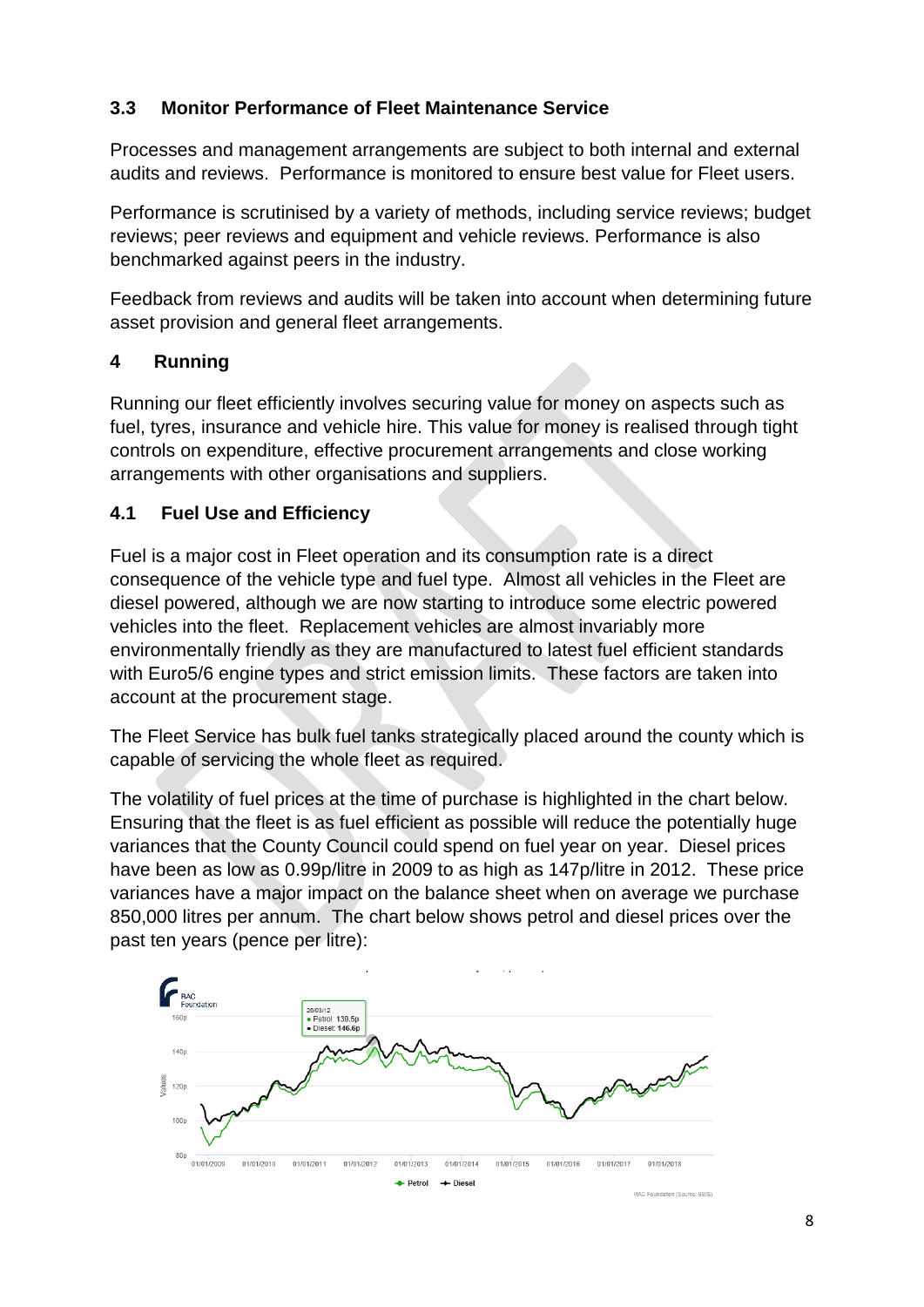## 3.3 Monitor Performance of Fleet Maintenance Service

Processes and management arrangements are subject to both internal and external audits and reviews. Performance is monitored to ensure best value for Fleet users.

Performance is scrutinised by a variety of methods, including service reviews; budget reviews; peer reviews and equipment and vehicle reviews. Performance is also benchmarked against peers in the industry.

Feedback from reviews and audits will be taken into account when determining future asset provision and general fleet arrangements.

# 4 Running

Running our fleet efficiently involves securing value for money on aspects such as fuel, tyres, insurance and vehicle hire. This value for money is realised through tight controls on expenditure, effective procurement arrangements and close working arrangements with other organisations and suppliers.

## 4.1 Fuel Use and Efficiency

Fuel is a major cost in Fleet operation and its consumption rate is a direct consequence of the vehicle type and fuel type. Almost all vehicles in the Fleet are diesel powered, although we are now starting to introduce some electric powered vehicles into the fleet. Replacement vehicles are almost invariably more environmentally friendly as they are manufactured to latest fuel efficient standards with Euro5/6 engine types and strict emission limits. These factors are taken into account at the procurement stage.

The Fleet Service has bulk fuel tanks strategically placed around the county which is capable of servicing the whole fleet as required.

The volatility of fuel prices at the time of purchase is highlighted in the chart below. Ensuring that the fleet is as fuel efficient as possible will reduce the potentially huge variances that the County Council could spend on fuel year on year. Diesel prices have been as low as 0.99p/litre in 2009 to as high as 147p/litre in 2012. These price variances have a major impact on the balance sheet when on average we purchase 850,000 litres per annum. The chart below shows petrol and diesel prices over the past ten years (pence per litre):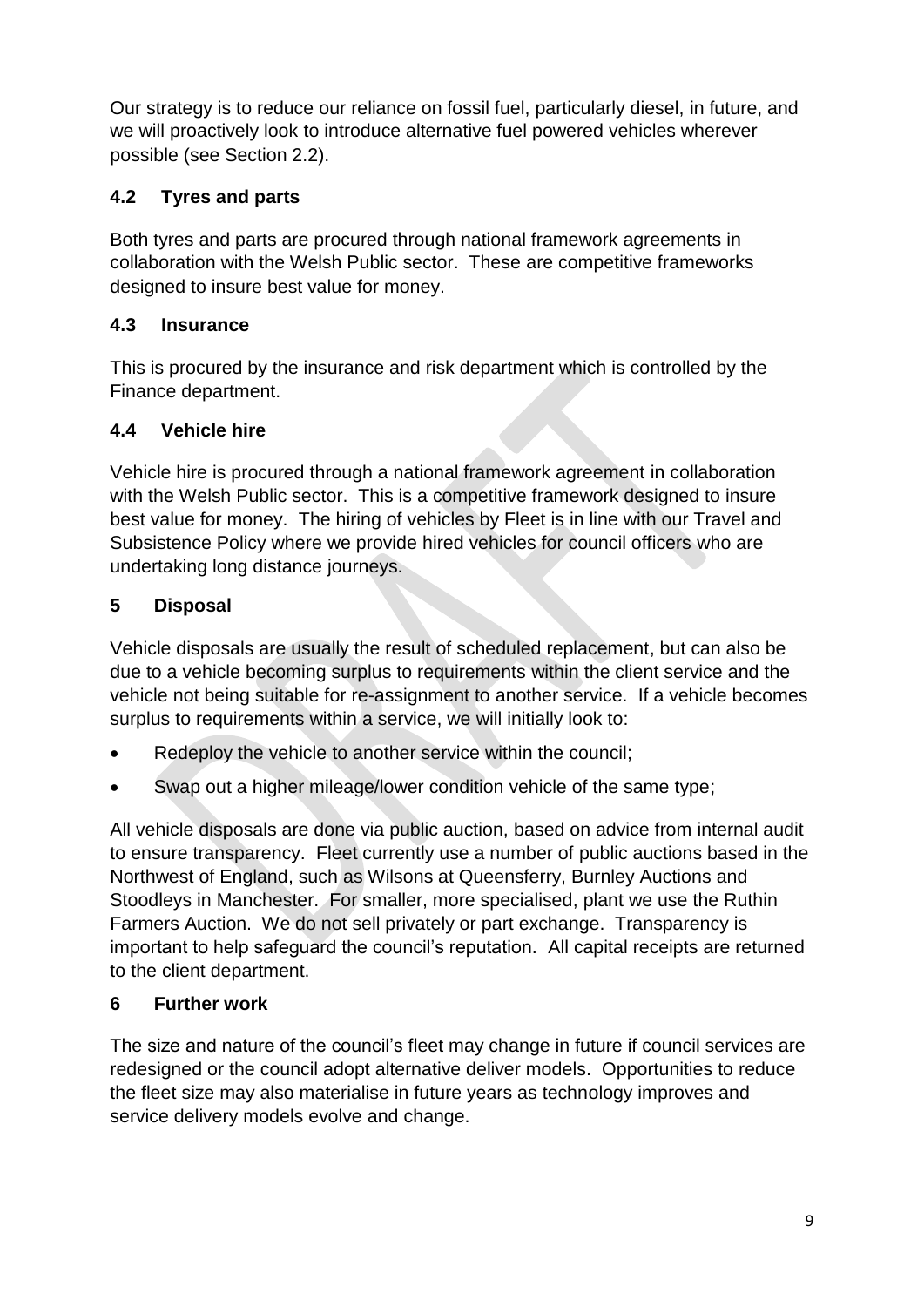Our strategy is to reduce our reliance on fossil fuel, particularly diesel, in future, and we will proactively look to introduce alternative fuel powered vehicles wherever possible (see Section 2.2).

### 4.2 Tyres and parts

Both tyres and parts are procured through national framework agreements in collaboration with the Welsh Public sector. These are competitive frameworks designed to insure best value for money.

### 4.3 Insurance

This is procured by the insurance and risk department which is controlled by the Finance department.

### 4.4 Vehicle hire

Vehicle hire is procured through a national framework agreement in collaboration with the Welsh Public sector. This is a competitive framework designed to insure best value for money. The hiring of vehicles by Fleet is in line with our Travel and Subsistence Policy where we provide hired vehicles for council officers who are undertaking long distance journeys.

## 5 Disposal

Vehicle disposals are usually the result of scheduled replacement, but can also be due to a vehicle becoming surplus to requirements within the client service and the vehicle not being suitable for re-assignment to another service. If a vehicle becomes surplus to requirements within a service, we will initially look to:

- Redeploy the vehicle to another service within the council;
- Swap out a higher mileage/lower condition vehicle of the same type;

All vehicle disposals are done via public auction, based on advice from internal audit to ensure transparency. Fleet currently use a number of public auctions based in the Northwest of England, such as Wilsons at Queensferry, Burnley Auctions and Stoodleys in Manchester. For smaller, more specialised, plant we use the Ruthin Farmers Auction. We do not sell privately or part exchange. Transparency is important to help safeguard the council's reputation. All capital receipts are returned to the client department.

## 6 Further work

The size and nature of the council's fleet may change in future if council services are redesigned or the council adopt alternative deliver models. Opportunities to reduce the fleet size may also materialise in future years as technology improves and service delivery models evolve and change.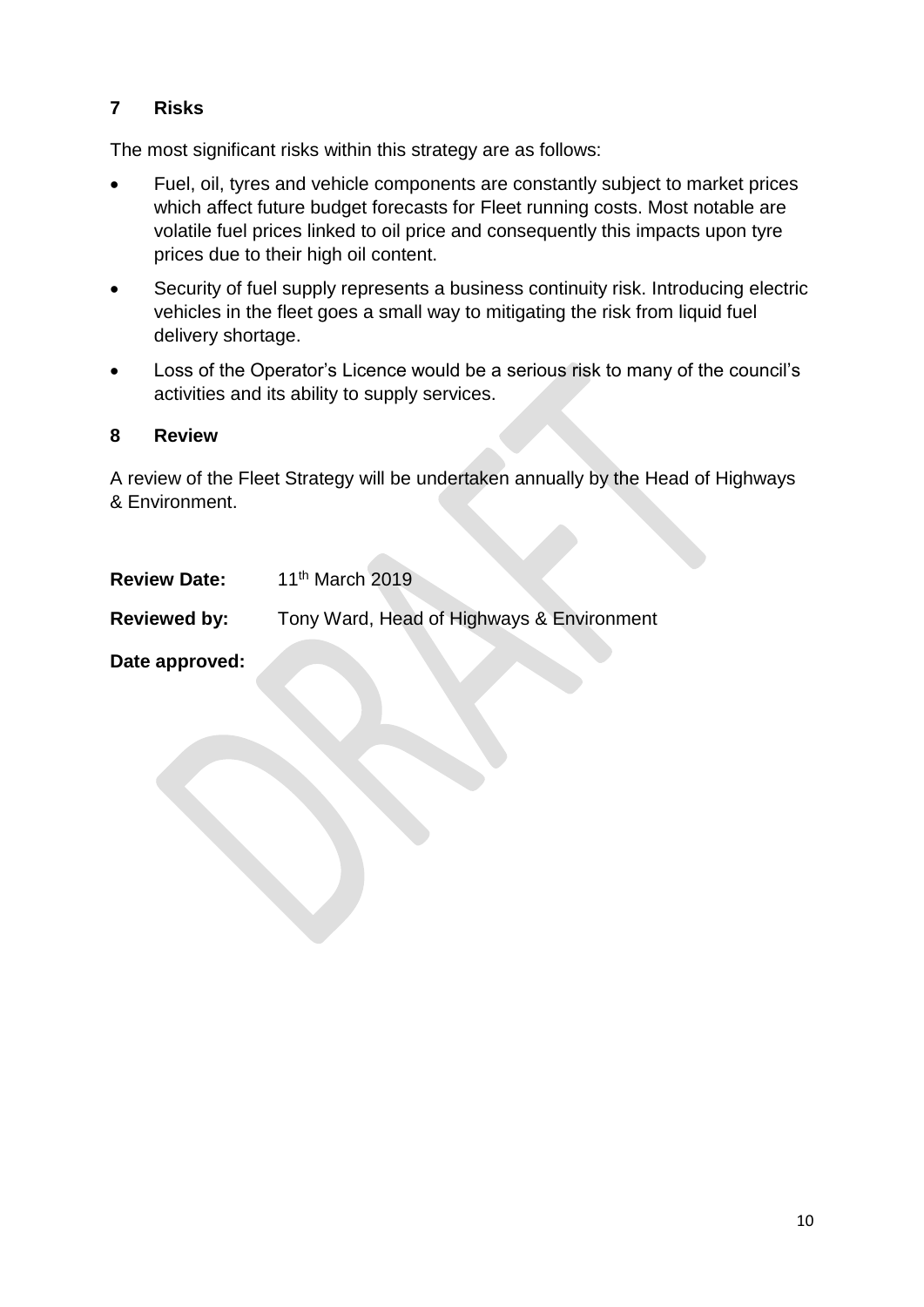## 7 Risks

The most significant risks within this strategy are as follows:

- Fuel, oil, tyres and vehicle components are constantly subject to market prices which affect future budget forecasts for Fleet running costs. Most notable are volatile fuel prices linked to oil price and consequently this impacts upon tyre prices due to their high oil content.
- Security of fuel supply represents a business continuity risk. Introducing electric vehicles in the fleet goes a small way to mitigating the risk from liquid fuel delivery shortage.
- Loss of the Operator's Licence would be a serious risk to many of the council's activities and its ability to supply services.

## 8 Review

A review of the Fleet Strategy will be undertaken annually by the Head of Highways & Environment.

**Review Date:** 11th March 2019

**Reviewed by:** Tony Ward, Head of Highways & Environment

**Date approved:**